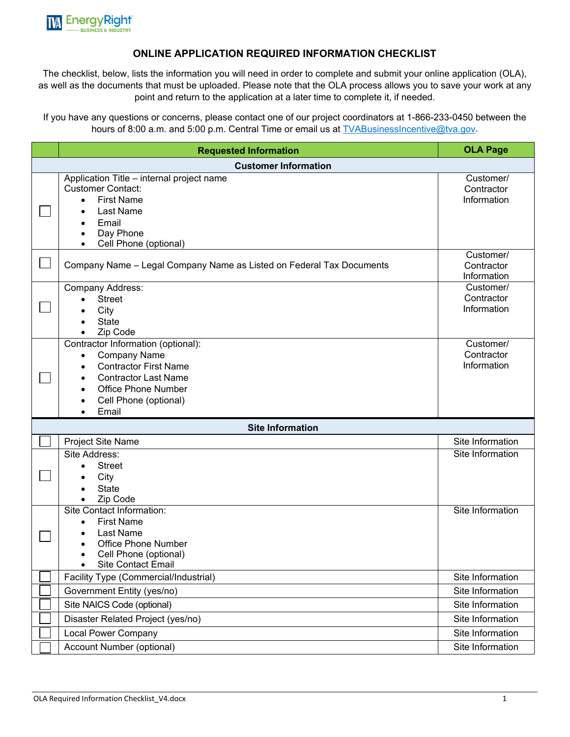EnergyRight BUSINESS & INDUSTRY

# ONLINE APPLICATION REQUIRED INFORMATION CHECKLIST

The checklist, below, lists the information you will need in order to complete and submit your online application (OLA), as well as the documents that must be uploaded. Please note that the OLA process allows you to save your work at any point and return to the application at a later time to complete it, if needed.

If you have any questions or concerns, please contact one of our project coordinators at 1-866-233-0450 between the hours of 8:00 a.m. and 5:00 p.m. Central Time or email us at TVABusinessIncentive@tva.gov.

| | Requested Information | OLA Page |
|---|---|---|
| | **Customer Information** | |
| ☐ | Application Title – internal project name<br>Customer Contact:<br>• First Name<br>• Last Name<br>• Email<br>• Day Phone<br>• Cell Phone (optional) | Customer/ Contractor Information |
| ☐ | Company Name – Legal Company Name as Listed on Federal Tax Documents | Customer/ Contractor Information |
| ☐ | Company Address:<br>• Street<br>• City<br>• State<br>• Zip Code | Customer/ Contractor Information |
| ☐ | Contractor Information (optional):<br>• Company Name<br>• Contractor First Name<br>• Contractor Last Name<br>• Office Phone Number<br>• Cell Phone (optional)<br>• Email | Customer/ Contractor Information |
| | **Site Information** | |
| ☐ | Project Site Name | Site Information |
| ☐ | Site Address:<br>• Street<br>• City<br>• State<br>• Zip Code | Site Information |
| ☐ | Site Contact Information:<br>• First Name<br>• Last Name<br>• Office Phone Number<br>• Cell Phone (optional)<br>• Site Contact Email | Site Information |
| ☐ | Facility Type (Commercial/Industrial) | Site Information |
| ☐ | Government Entity (yes/no) | Site Information |
| ☐ | Site NAICS Code (optional) | Site Information |
| ☐ | Disaster Related Project (yes/no) | Site Information |
| ☐ | Local Power Company | Site Information |
| ☐ | Account Number (optional) | Site Information |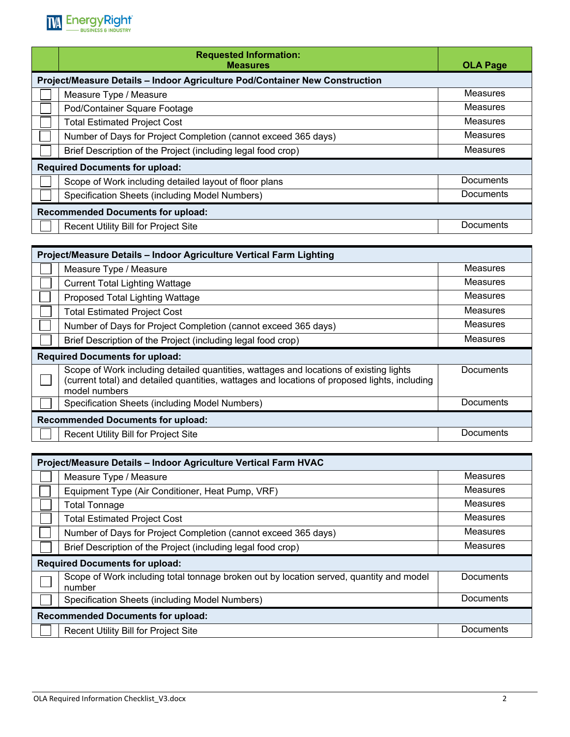| | Requested Information: Measures | OLA Page |
|---|---|---|
| **Project/Measure Details – Indoor Agriculture Pod/Container New Construction** | | |
| ☐ | Measure Type / Measure | Measures |
| ☐ | Pod/Container Square Footage | Measures |
| ☐ | Total Estimated Project Cost | Measures |
| ☐ | Number of Days for Project Completion (cannot exceed 365 days) | Measures |
| ☐ | Brief Description of the Project (including legal food crop) | Measures |
| **Required Documents for upload:** | | |
| ☐ | Scope of Work including detailed layout of floor plans | Documents |
| ☐ | Specification Sheets (including Model Numbers) | Documents |
| **Recommended Documents for upload:** | | |
| ☐ | Recent Utility Bill for Project Site | Documents |

| **Project/Measure Details – Indoor Agriculture Vertical Farm Lighting** | | |
|---|---|---|
| ☐ | Measure Type / Measure | Measures |
| ☐ | Current Total Lighting Wattage | Measures |
| ☐ | Proposed Total Lighting Wattage | Measures |
| ☐ | Total Estimated Project Cost | Measures |
| ☐ | Number of Days for Project Completion (cannot exceed 365 days) | Measures |
| ☐ | Brief Description of the Project (including legal food crop) | Measures |
| **Required Documents for upload:** | | |
| ☐ | Scope of Work including detailed quantities, wattages and locations of existing lights (current total) and detailed quantities, wattages and locations of proposed lights, including model numbers | Documents |
| ☐ | Specification Sheets (including Model Numbers) | Documents |
| **Recommended Documents for upload:** | | |
| ☐ | Recent Utility Bill for Project Site | Documents |

| **Project/Measure Details – Indoor Agriculture Vertical Farm HVAC** | | |
|---|---|---|
| ☐ | Measure Type / Measure | Measures |
| ☐ | Equipment Type (Air Conditioner, Heat Pump, VRF) | Measures |
| ☐ | Total Tonnage | Measures |
| ☐ | Total Estimated Project Cost | Measures |
| ☐ | Number of Days for Project Completion (cannot exceed 365 days) | Measures |
| ☐ | Brief Description of the Project (including legal food crop) | Measures |
| **Required Documents for upload:** | | |
| ☐ | Scope of Work including total tonnage broken out by location served, quantity and model number | Documents |
| ☐ | Specification Sheets (including Model Numbers) | Documents |
| **Recommended Documents for upload:** | | |
| ☐ | Recent Utility Bill for Project Site | Documents |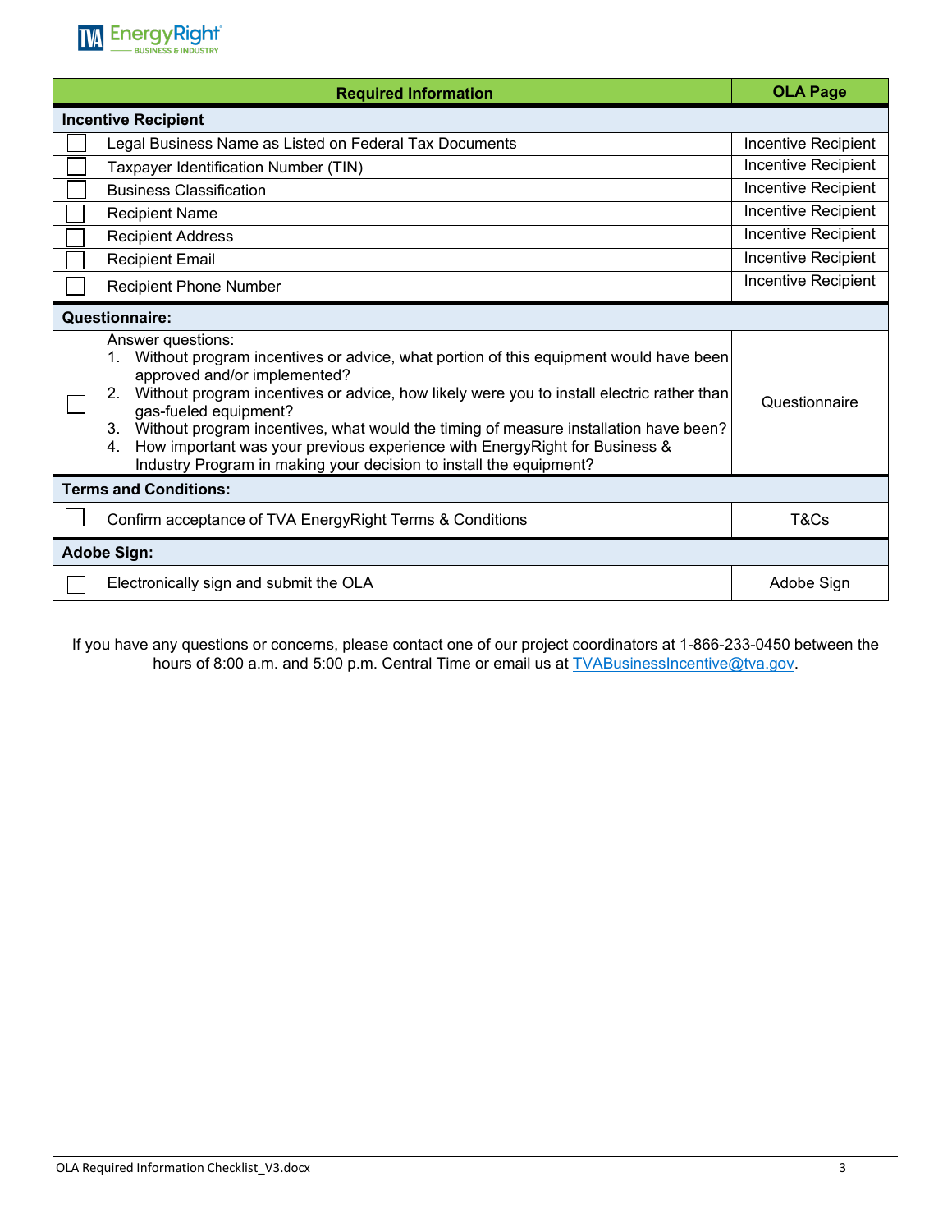| | Required Information | OLA Page |
|---|---|---|
| **Incentive Recipient** | | |
| ☐ | Legal Business Name as Listed on Federal Tax Documents | Incentive Recipient |
| ☐ | Taxpayer Identification Number (TIN) | Incentive Recipient |
| ☐ | Business Classification | Incentive Recipient |
| ☐ | Recipient Name | Incentive Recipient |
| ☐ | Recipient Address | Incentive Recipient |
| ☐ | Recipient Email | Incentive Recipient |
| ☐ | Recipient Phone Number | Incentive Recipient |
| **Questionnaire:** | | |
| ☐ | Answer questions: 1. Without program incentives or advice, what portion of this equipment would have been approved and/or implemented? 2. Without program incentives or advice, how likely were you to install electric rather than gas-fueled equipment? 3. Without program incentives, what would the timing of measure installation have been? 4. How important was your previous experience with EnergyRight for Business & Industry Program in making your decision to install the equipment? | Questionnaire |
| **Terms and Conditions:** | | |
| ☐ | Confirm acceptance of TVA EnergyRight Terms & Conditions | T&Cs |
| **Adobe Sign:** | | |
| ☐ | Electronically sign and submit the OLA | Adobe Sign |

If you have any questions or concerns, please contact one of our project coordinators at 1-866-233-0450 between the hours of 8:00 a.m. and 5:00 p.m. Central Time or email us at TVABusinessIncentive@tva.gov.